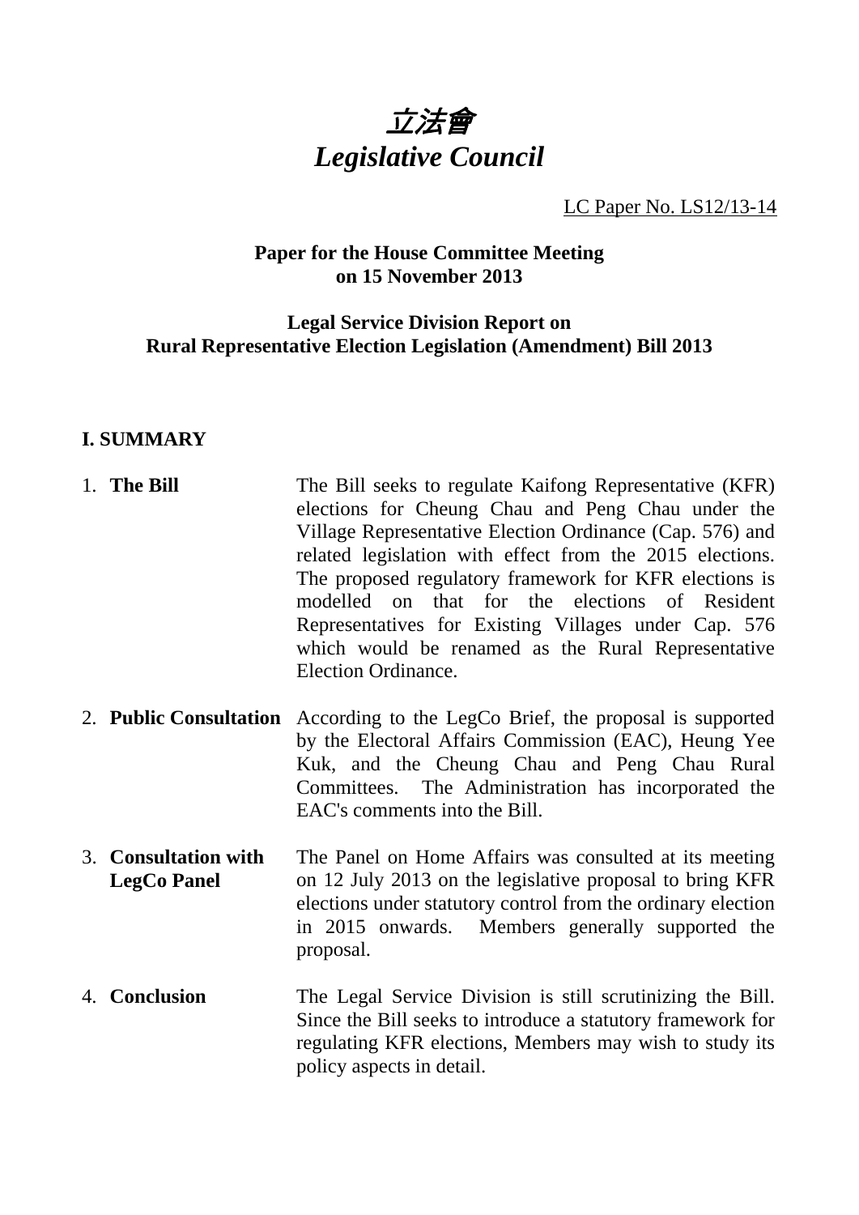# 立法會
# *Legislative Council*

LC Paper No. LS12/13-14

**Paper for the House Committee Meeting on 15 November 2013**

**Legal Service Division Report on Rural Representative Election Legislation (Amendment) Bill 2013**

## I. SUMMARY

1. **The Bill**

   The Bill seeks to regulate Kaifong Representative (KFR) elections for Cheung Chau and Peng Chau under the Village Representative Election Ordinance (Cap. 576) and related legislation with effect from the 2015 elections. The proposed regulatory framework for KFR elections is modelled on that for the elections of Resident Representatives for Existing Villages under Cap. 576 which would be renamed as the Rural Representative Election Ordinance.

2. **Public Consultation**

   According to the LegCo Brief, the proposal is supported by the Electoral Affairs Commission (EAC), Heung Yee Kuk, and the Cheung Chau and Peng Chau Rural Committees. The Administration has incorporated the EAC's comments into the Bill.

3. **Consultation with LegCo Panel**

   The Panel on Home Affairs was consulted at its meeting on 12 July 2013 on the legislative proposal to bring KFR elections under statutory control from the ordinary election in 2015 onwards. Members generally supported the proposal.

4. **Conclusion**

   The Legal Service Division is still scrutinizing the Bill. Since the Bill seeks to introduce a statutory framework for regulating KFR elections, Members may wish to study its policy aspects in detail.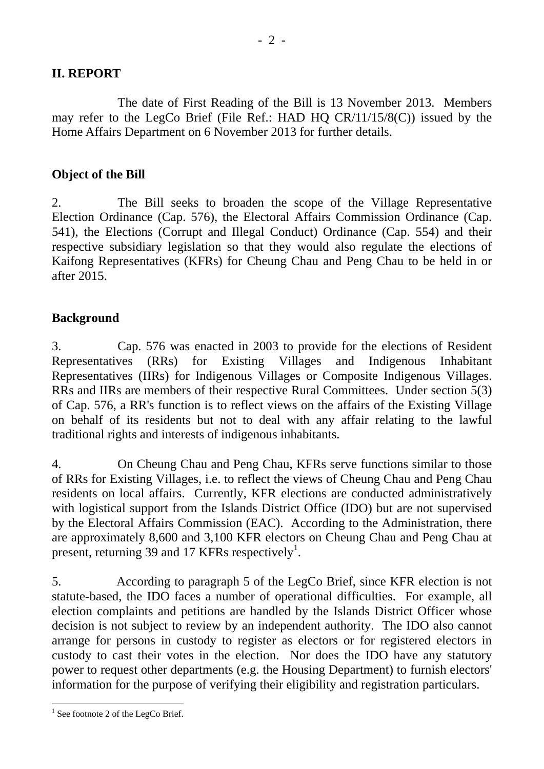## II. REPORT

The date of First Reading of the Bill is 13 November 2013. Members may refer to the LegCo Brief (File Ref.: HAD HQ CR/11/15/8(C)) issued by the Home Affairs Department on 6 November 2013 for further details.

### Object of the Bill

2. The Bill seeks to broaden the scope of the Village Representative Election Ordinance (Cap. 576), the Electoral Affairs Commission Ordinance (Cap. 541), the Elections (Corrupt and Illegal Conduct) Ordinance (Cap. 554) and their respective subsidiary legislation so that they would also regulate the elections of Kaifong Representatives (KFRs) for Cheung Chau and Peng Chau to be held in or after 2015.

### Background

3. Cap. 576 was enacted in 2003 to provide for the elections of Resident Representatives (RRs) for Existing Villages and Indigenous Inhabitant Representatives (IIRs) for Indigenous Villages or Composite Indigenous Villages. RRs and IIRs are members of their respective Rural Committees. Under section 5(3) of Cap. 576, a RR's function is to reflect views on the affairs of the Existing Village on behalf of its residents but not to deal with any affair relating to the lawful traditional rights and interests of indigenous inhabitants.

4. On Cheung Chau and Peng Chau, KFRs serve functions similar to those of RRs for Existing Villages, i.e. to reflect the views of Cheung Chau and Peng Chau residents on local affairs. Currently, KFR elections are conducted administratively with logistical support from the Islands District Office (IDO) but are not supervised by the Electoral Affairs Commission (EAC). According to the Administration, there are approximately 8,600 and 3,100 KFR electors on Cheung Chau and Peng Chau at present, returning 39 and 17 KFRs respectively[1].

5. According to paragraph 5 of the LegCo Brief, since KFR election is not statute-based, the IDO faces a number of operational difficulties. For example, all election complaints and petitions are handled by the Islands District Officer whose decision is not subject to review by an independent authority. The IDO also cannot arrange for persons in custody to register as electors or for registered electors in custody to cast their votes in the election. Nor does the IDO have any statutory power to request other departments (e.g. the Housing Department) to furnish electors' information for the purpose of verifying their eligibility and registration particulars.

---

[1] See footnote 2 of the LegCo Brief.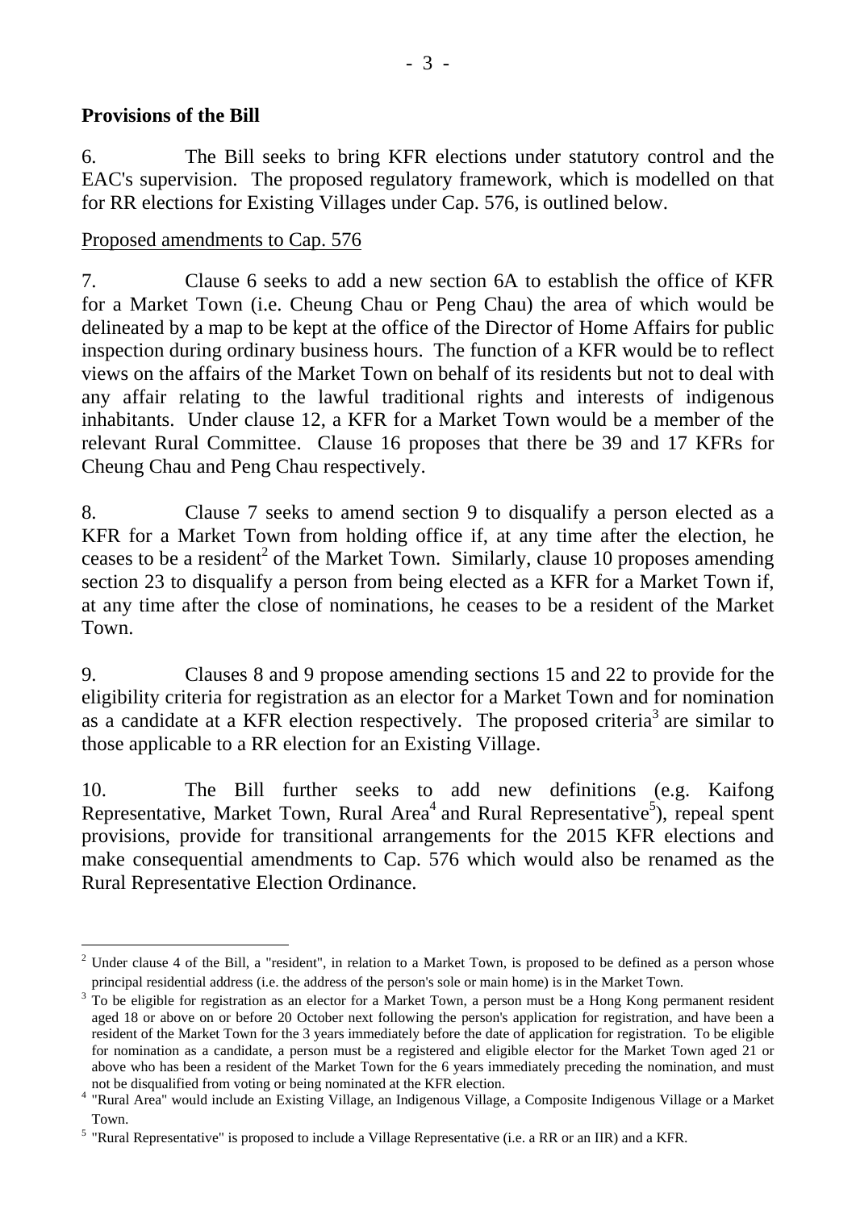**Provisions of the Bill**

6. The Bill seeks to bring KFR elections under statutory control and the EAC's supervision. The proposed regulatory framework, which is modelled on that for RR elections for Existing Villages under Cap. 576, is outlined below.

Proposed amendments to Cap. 576

7. Clause 6 seeks to add a new section 6A to establish the office of KFR for a Market Town (i.e. Cheung Chau or Peng Chau) the area of which would be delineated by a map to be kept at the office of the Director of Home Affairs for public inspection during ordinary business hours. The function of a KFR would be to reflect views on the affairs of the Market Town on behalf of its residents but not to deal with any affair relating to the lawful traditional rights and interests of indigenous inhabitants. Under clause 12, a KFR for a Market Town would be a member of the relevant Rural Committee. Clause 16 proposes that there be 39 and 17 KFRs for Cheung Chau and Peng Chau respectively.

8. Clause 7 seeks to amend section 9 to disqualify a person elected as a KFR for a Market Town from holding office if, at any time after the election, he ceases to be a resident[2] of the Market Town. Similarly, clause 10 proposes amending section 23 to disqualify a person from being elected as a KFR for a Market Town if, at any time after the close of nominations, he ceases to be a resident of the Market Town.

9. Clauses 8 and 9 propose amending sections 15 and 22 to provide for the eligibility criteria for registration as an elector for a Market Town and for nomination as a candidate at a KFR election respectively. The proposed criteria[3] are similar to those applicable to a RR election for an Existing Village.

10. The Bill further seeks to add new definitions (e.g. Kaifong Representative, Market Town, Rural Area[4] and Rural Representative[5]), repeal spent provisions, provide for transitional arrangements for the 2015 KFR elections and make consequential amendments to Cap. 576 which would also be renamed as the Rural Representative Election Ordinance.

---

[2] Under clause 4 of the Bill, a "resident", in relation to a Market Town, is proposed to be defined as a person whose principal residential address (i.e. the address of the person's sole or main home) is in the Market Town.

[3] To be eligible for registration as an elector for a Market Town, a person must be a Hong Kong permanent resident aged 18 or above on or before 20 October next following the person's application for registration, and have been a resident of the Market Town for the 3 years immediately before the date of application for registration. To be eligible for nomination as a candidate, a person must be a registered and eligible elector for the Market Town aged 21 or above who has been a resident of the Market Town for the 6 years immediately preceding the nomination, and must not be disqualified from voting or being nominated at the KFR election.

[4] "Rural Area" would include an Existing Village, an Indigenous Village, a Composite Indigenous Village or a Market Town.

[5] "Rural Representative" is proposed to include a Village Representative (i.e. a RR or an IIR) and a KFR.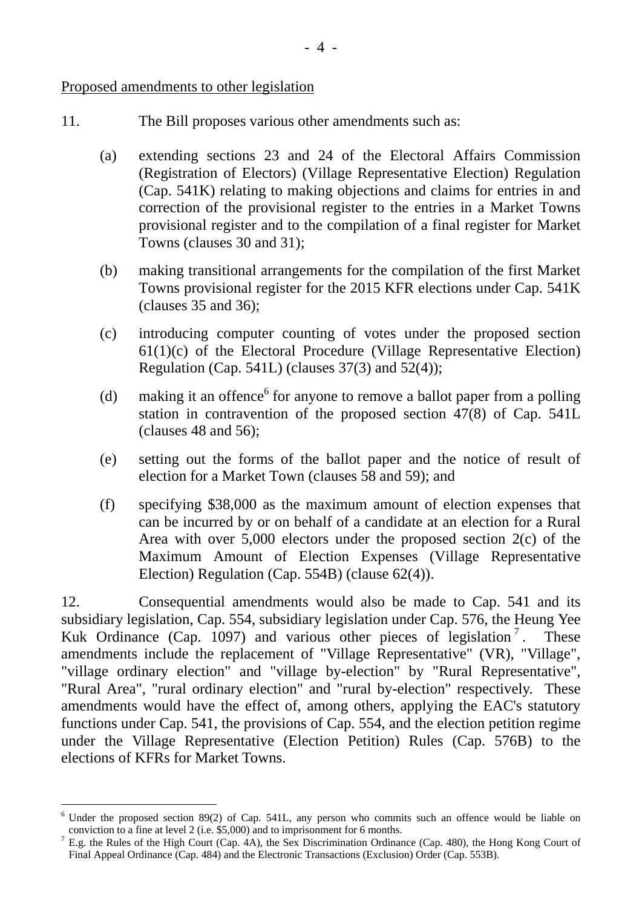Proposed amendments to other legislation

11. The Bill proposes various other amendments such as:

(a) extending sections 23 and 24 of the Electoral Affairs Commission (Registration of Electors) (Village Representative Election) Regulation (Cap. 541K) relating to making objections and claims for entries in and correction of the provisional register to the entries in a Market Towns provisional register and to the compilation of a final register for Market Towns (clauses 30 and 31);

(b) making transitional arrangements for the compilation of the first Market Towns provisional register for the 2015 KFR elections under Cap. 541K (clauses 35 and 36);

(c) introducing computer counting of votes under the proposed section 61(1)(c) of the Electoral Procedure (Village Representative Election) Regulation (Cap. 541L) (clauses 37(3) and 52(4));

(d) making it an offence[6] for anyone to remove a ballot paper from a polling station in contravention of the proposed section 47(8) of Cap. 541L (clauses 48 and 56);

(e) setting out the forms of the ballot paper and the notice of result of election for a Market Town (clauses 58 and 59); and

(f) specifying $38,000 as the maximum amount of election expenses that can be incurred by or on behalf of a candidate at an election for a Rural Area with over 5,000 electors under the proposed section 2(c) of the Maximum Amount of Election Expenses (Village Representative Election) Regulation (Cap. 554B) (clause 62(4)).

12. Consequential amendments would also be made to Cap. 541 and its subsidiary legislation, Cap. 554, subsidiary legislation under Cap. 576, the Heung Yee Kuk Ordinance (Cap. 1097) and various other pieces of legislation[7]. These amendments include the replacement of "Village Representative" (VR), "Village", "village ordinary election" and "village by-election" by "Rural Representative", "Rural Area", "rural ordinary election" and "rural by-election" respectively. These amendments would have the effect of, among others, applying the EAC's statutory functions under Cap. 541, the provisions of Cap. 554, and the election petition regime under the Village Representative (Election Petition) Rules (Cap. 576B) to the elections of KFRs for Market Towns.

---

[6] Under the proposed section 89(2) of Cap. 541L, any person who commits such an offence would be liable on conviction to a fine at level 2 (i.e. $5,000) and to imprisonment for 6 months.

[7] E.g. the Rules of the High Court (Cap. 4A), the Sex Discrimination Ordinance (Cap. 480), the Hong Kong Court of Final Appeal Ordinance (Cap. 484) and the Electronic Transactions (Exclusion) Order (Cap. 553B).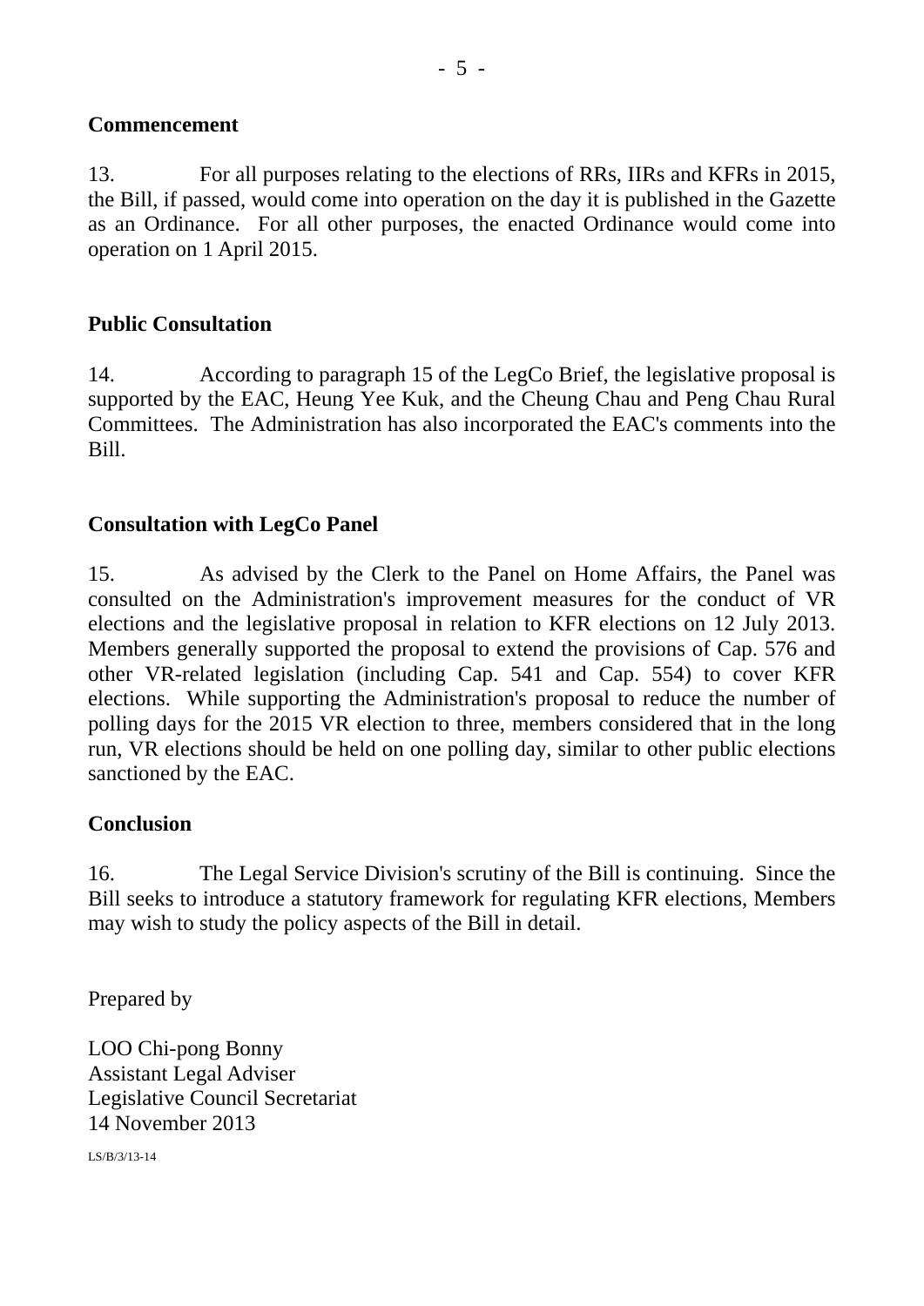**Commencement**

13. For all purposes relating to the elections of RRs, IIRs and KFRs in 2015, the Bill, if passed, would come into operation on the day it is published in the Gazette as an Ordinance. For all other purposes, the enacted Ordinance would come into operation on 1 April 2015.

**Public Consultation**

14. According to paragraph 15 of the LegCo Brief, the legislative proposal is supported by the EAC, Heung Yee Kuk, and the Cheung Chau and Peng Chau Rural Committees. The Administration has also incorporated the EAC's comments into the Bill.

**Consultation with LegCo Panel**

15. As advised by the Clerk to the Panel on Home Affairs, the Panel was consulted on the Administration's improvement measures for the conduct of VR elections and the legislative proposal in relation to KFR elections on 12 July 2013. Members generally supported the proposal to extend the provisions of Cap. 576 and other VR-related legislation (including Cap. 541 and Cap. 554) to cover KFR elections. While supporting the Administration's proposal to reduce the number of polling days for the 2015 VR election to three, members considered that in the long run, VR elections should be held on one polling day, similar to other public elections sanctioned by the EAC.

**Conclusion**

16. The Legal Service Division's scrutiny of the Bill is continuing. Since the Bill seeks to introduce a statutory framework for regulating KFR elections, Members may wish to study the policy aspects of the Bill in detail.

Prepared by

LOO Chi-pong Bonny
Assistant Legal Adviser
Legislative Council Secretariat
14 November 2013

LS/B/3/13-14